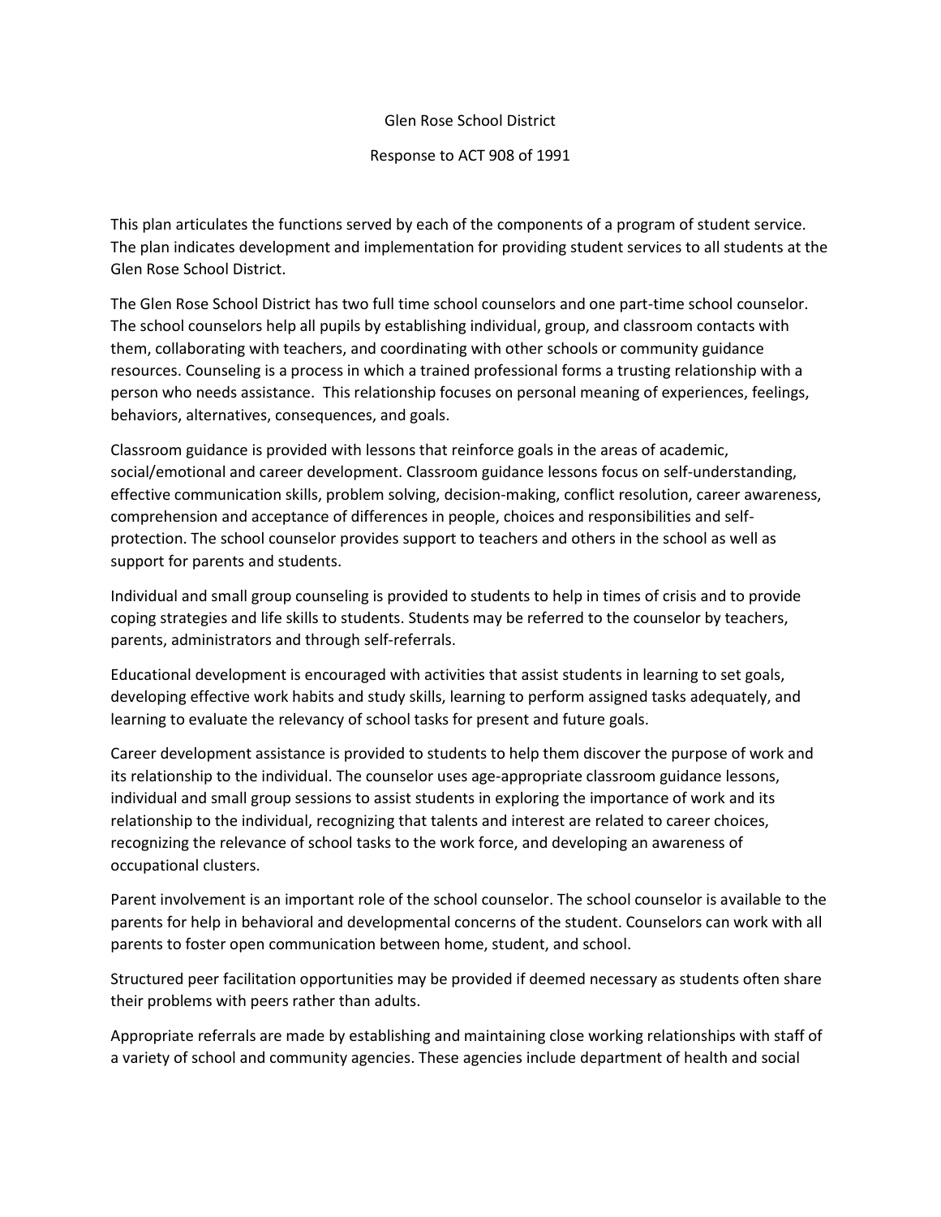Glen Rose School District

Response to ACT 908 of 1991

This plan articulates the functions served by each of the components of a program of student service. The plan indicates development and implementation for providing student services to all students at the Glen Rose School District.

The Glen Rose School District has two full time school counselors and one part-time school counselor. The school counselors help all pupils by establishing individual, group, and classroom contacts with them, collaborating with teachers, and coordinating with other schools or community guidance resources. Counseling is a process in which a trained professional forms a trusting relationship with a person who needs assistance. This relationship focuses on personal meaning of experiences, feelings, behaviors, alternatives, consequences, and goals.

Classroom guidance is provided with lessons that reinforce goals in the areas of academic, social/emotional and career development. Classroom guidance lessons focus on self-understanding, effective communication skills, problem solving, decision-making, conflict resolution, career awareness, comprehension and acceptance of differences in people, choices and responsibilities and self-protection. The school counselor provides support to teachers and others in the school as well as support for parents and students.

Individual and small group counseling is provided to students to help in times of crisis and to provide coping strategies and life skills to students. Students may be referred to the counselor by teachers, parents, administrators and through self-referrals.

Educational development is encouraged with activities that assist students in learning to set goals, developing effective work habits and study skills, learning to perform assigned tasks adequately, and learning to evaluate the relevancy of school tasks for present and future goals.

Career development assistance is provided to students to help them discover the purpose of work and its relationship to the individual. The counselor uses age-appropriate classroom guidance lessons, individual and small group sessions to assist students in exploring the importance of work and its relationship to the individual, recognizing that talents and interest are related to career choices, recognizing the relevance of school tasks to the work force, and developing an awareness of occupational clusters.

Parent involvement is an important role of the school counselor. The school counselor is available to the parents for help in behavioral and developmental concerns of the student. Counselors can work with all parents to foster open communication between home, student, and school.

Structured peer facilitation opportunities may be provided if deemed necessary as students often share their problems with peers rather than adults.

Appropriate referrals are made by establishing and maintaining close working relationships with staff of a variety of school and community agencies. These agencies include department of health and social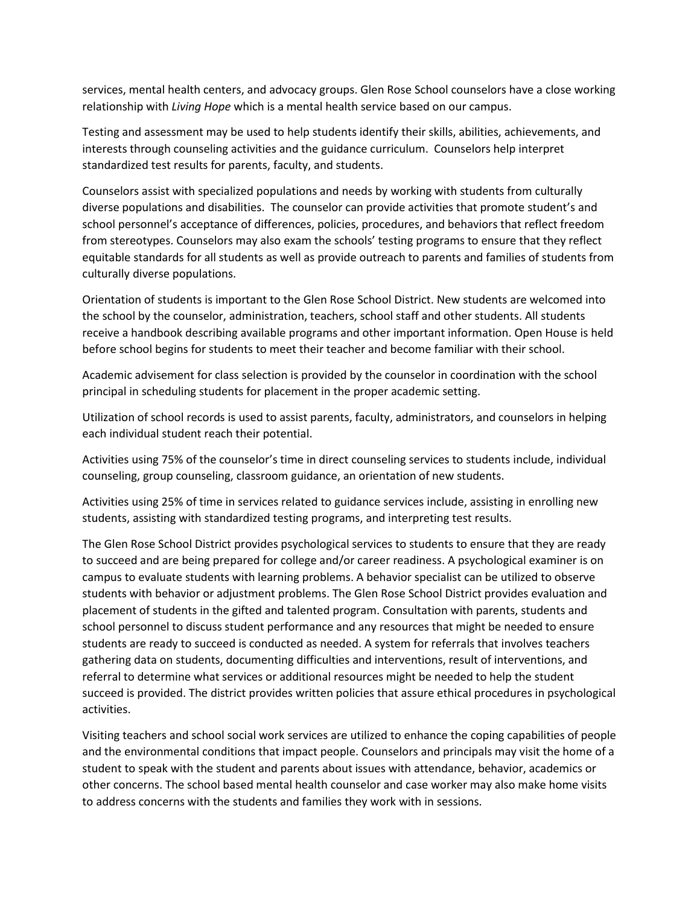services, mental health centers, and advocacy groups. Glen Rose School counselors have a close working relationship with *Living Hope* which is a mental health service based on our campus.

Testing and assessment may be used to help students identify their skills, abilities, achievements, and interests through counseling activities and the guidance curriculum. Counselors help interpret standardized test results for parents, faculty, and students.

Counselors assist with specialized populations and needs by working with students from culturally diverse populations and disabilities. The counselor can provide activities that promote student's and school personnel's acceptance of differences, policies, procedures, and behaviors that reflect freedom from stereotypes. Counselors may also exam the schools' testing programs to ensure that they reflect equitable standards for all students as well as provide outreach to parents and families of students from culturally diverse populations.

Orientation of students is important to the Glen Rose School District. New students are welcomed into the school by the counselor, administration, teachers, school staff and other students. All students receive a handbook describing available programs and other important information. Open House is held before school begins for students to meet their teacher and become familiar with their school.

Academic advisement for class selection is provided by the counselor in coordination with the school principal in scheduling students for placement in the proper academic setting.

Utilization of school records is used to assist parents, faculty, administrators, and counselors in helping each individual student reach their potential.

Activities using 75% of the counselor's time in direct counseling services to students include, individual counseling, group counseling, classroom guidance, an orientation of new students.

Activities using 25% of time in services related to guidance services include, assisting in enrolling new students, assisting with standardized testing programs, and interpreting test results.

The Glen Rose School District provides psychological services to students to ensure that they are ready to succeed and are being prepared for college and/or career readiness. A psychological examiner is on campus to evaluate students with learning problems. A behavior specialist can be utilized to observe students with behavior or adjustment problems. The Glen Rose School District provides evaluation and placement of students in the gifted and talented program. Consultation with parents, students and school personnel to discuss student performance and any resources that might be needed to ensure students are ready to succeed is conducted as needed. A system for referrals that involves teachers gathering data on students, documenting difficulties and interventions, result of interventions, and referral to determine what services or additional resources might be needed to help the student succeed is provided. The district provides written policies that assure ethical procedures in psychological activities.

Visiting teachers and school social work services are utilized to enhance the coping capabilities of people and the environmental conditions that impact people. Counselors and principals may visit the home of a student to speak with the student and parents about issues with attendance, behavior, academics or other concerns. The school based mental health counselor and case worker may also make home visits to address concerns with the students and families they work with in sessions.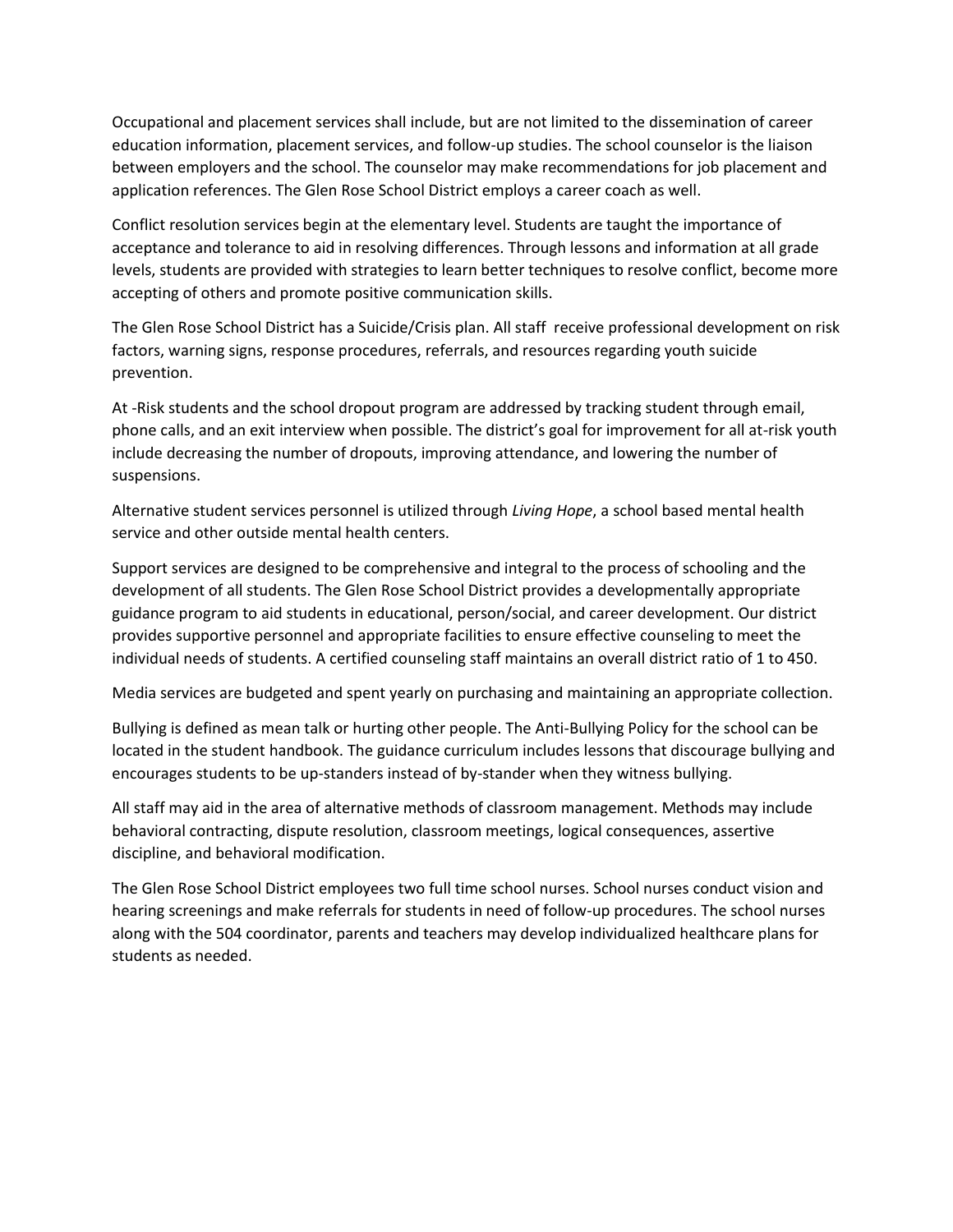Occupational and placement services shall include, but are not limited to the dissemination of career education information, placement services, and follow-up studies. The school counselor is the liaison between employers and the school. The counselor may make recommendations for job placement and application references. The Glen Rose School District employs a career coach as well.

Conflict resolution services begin at the elementary level. Students are taught the importance of acceptance and tolerance to aid in resolving differences. Through lessons and information at all grade levels, students are provided with strategies to learn better techniques to resolve conflict, become more accepting of others and promote positive communication skills.

The Glen Rose School District has a Suicide/Crisis plan. All staff receive professional development on risk factors, warning signs, response procedures, referrals, and resources regarding youth suicide prevention.

At -Risk students and the school dropout program are addressed by tracking student through email, phone calls, and an exit interview when possible. The district's goal for improvement for all at-risk youth include decreasing the number of dropouts, improving attendance, and lowering the number of suspensions.

Alternative student services personnel is utilized through *Living Hope*, a school based mental health service and other outside mental health centers.

Support services are designed to be comprehensive and integral to the process of schooling and the development of all students. The Glen Rose School District provides a developmentally appropriate guidance program to aid students in educational, person/social, and career development. Our district provides supportive personnel and appropriate facilities to ensure effective counseling to meet the individual needs of students. A certified counseling staff maintains an overall district ratio of 1 to 450.

Media services are budgeted and spent yearly on purchasing and maintaining an appropriate collection.

Bullying is defined as mean talk or hurting other people. The Anti-Bullying Policy for the school can be located in the student handbook. The guidance curriculum includes lessons that discourage bullying and encourages students to be up-standers instead of by-stander when they witness bullying.

All staff may aid in the area of alternative methods of classroom management. Methods may include behavioral contracting, dispute resolution, classroom meetings, logical consequences, assertive discipline, and behavioral modification.

The Glen Rose School District employees two full time school nurses. School nurses conduct vision and hearing screenings and make referrals for students in need of follow-up procedures. The school nurses along with the 504 coordinator, parents and teachers may develop individualized healthcare plans for students as needed.